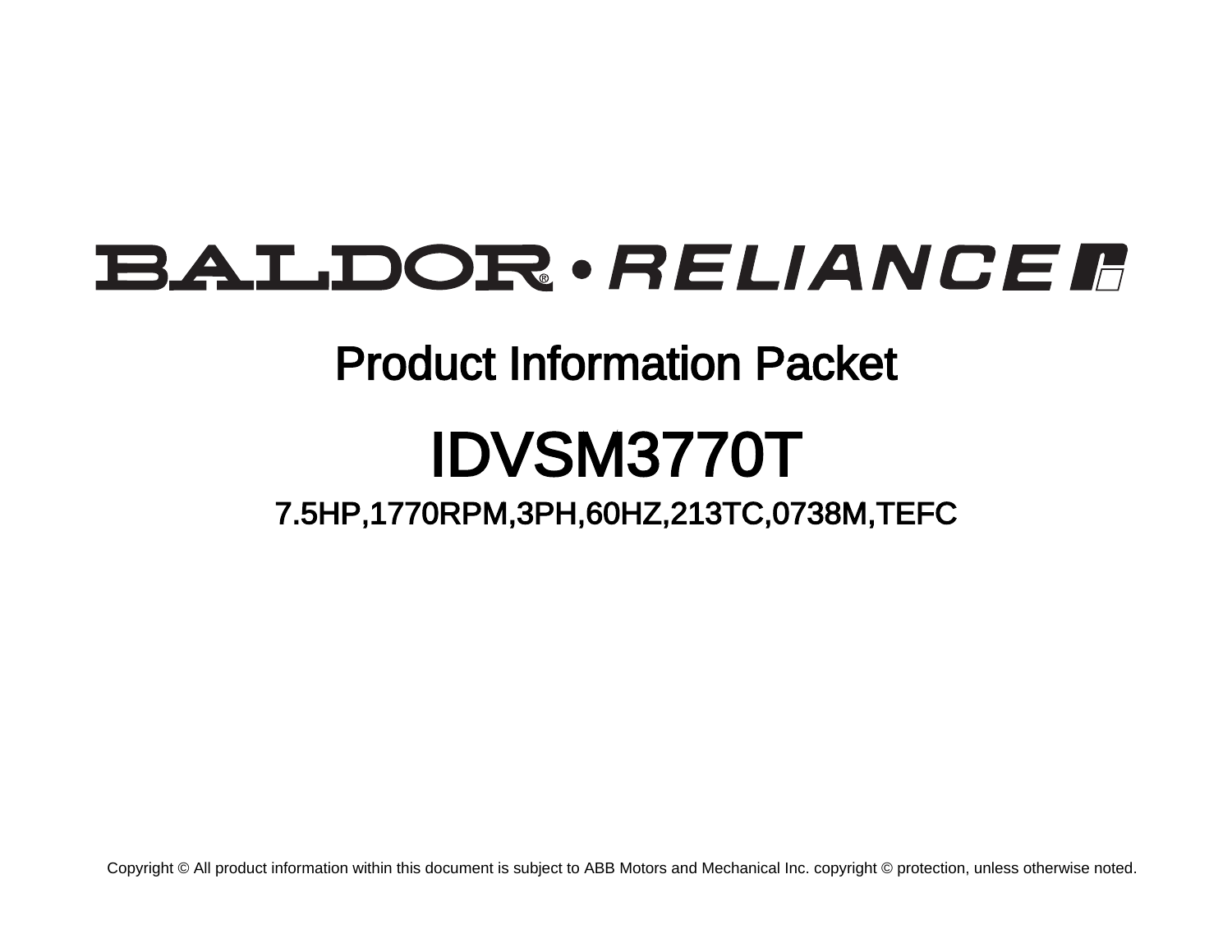BALDOR® • RELIANCE

# Product Information Packet

# IDVSM3770T

## 7.5HP,1770RPM,3PH,60HZ,213TC,0738M,TEFC

Copyright © All product information within this document is subject to ABB Motors and Mechanical Inc. copyright © protection, unless otherwise noted.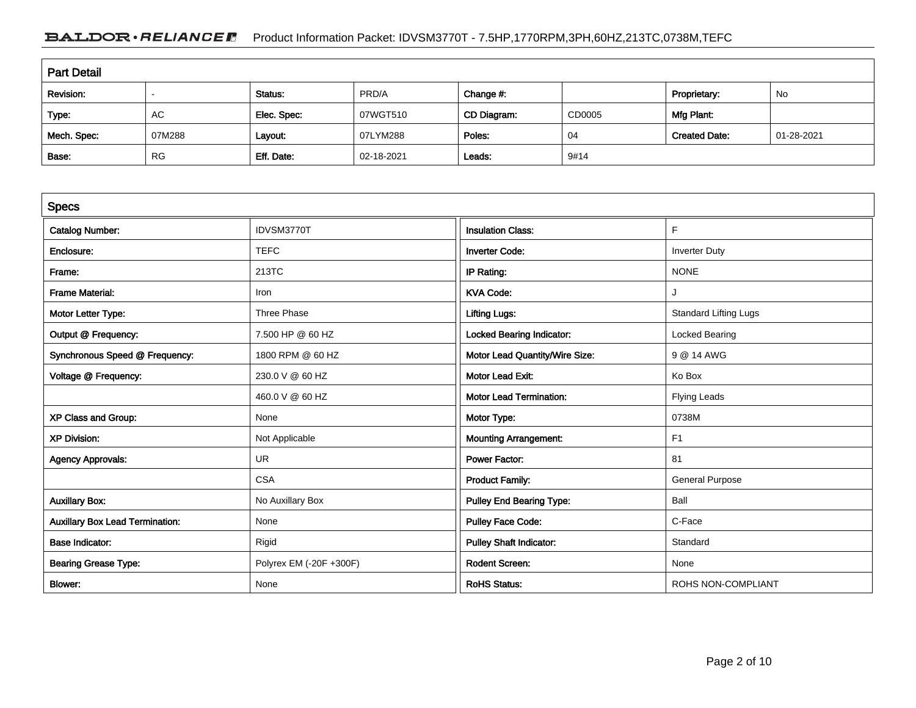## Part Detail

| Revision: | - | Status: | PRD/A | Change #: | | Proprietary: | No |
|---|---|---|---|---|---|---|---|
| Type: | AC | Elec. Spec: | 07WGT510 | CD Diagram: | CD0005 | Mfg Plant: | |
| Mech. Spec: | 07M288 | Layout: | 07LYM288 | Poles: | 04 | Created Date: | 01-28-2021 |
| Base: | RG | Eff. Date: | 02-18-2021 | Leads: | 9#14 | | |

## Specs

| Catalog Number: | IDVSM3770T | Insulation Class: | F |
|---|---|---|---|
| Enclosure: | TEFC | Inverter Code: | Inverter Duty |
| Frame: | 213TC | IP Rating: | NONE |
| Frame Material: | Iron | KVA Code: | J |
| Motor Letter Type: | Three Phase | Lifting Lugs: | Standard Lifting Lugs |
| Output @ Frequency: | 7.500 HP @ 60 HZ | Locked Bearing Indicator: | Locked Bearing |
| Synchronous Speed @ Frequency: | 1800 RPM @ 60 HZ | Motor Lead Quantity/Wire Size: | 9 @ 14 AWG |
| Voltage @ Frequency: | 230.0 V @ 60 HZ | Motor Lead Exit: | Ko Box |
| | 460.0 V @ 60 HZ | Motor Lead Termination: | Flying Leads |
| XP Class and Group: | None | Motor Type: | 0738M |
| XP Division: | Not Applicable | Mounting Arrangement: | F1 |
| Agency Approvals: | UR | Power Factor: | 81 |
| | CSA | Product Family: | General Purpose |
| Auxillary Box: | No Auxillary Box | Pulley End Bearing Type: | Ball |
| Auxillary Box Lead Termination: | None | Pulley Face Code: | C-Face |
| Base Indicator: | Rigid | Pulley Shaft Indicator: | Standard |
| Bearing Grease Type: | Polyrex EM (-20F +300F) | Rodent Screen: | None |
| Blower: | None | RoHS Status: | ROHS NON-COMPLIANT |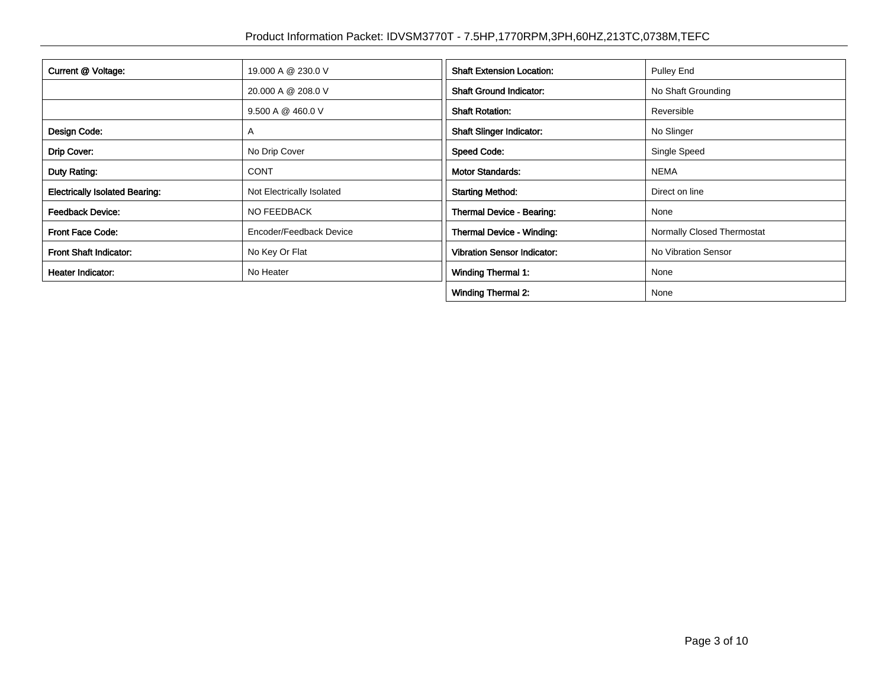| | |
|---|---|
| **Current @ Voltage:** | 19.000 A @ 230.0 V |
| | 20.000 A @ 208.0 V |
| | 9.500 A @ 460.0 V |
| **Design Code:** | A |
| **Drip Cover:** | No Drip Cover |
| **Duty Rating:** | CONT |
| **Electrically Isolated Bearing:** | Not Electrically Isolated |
| **Feedback Device:** | NO FEEDBACK |
| **Front Face Code:** | Encoder/Feedback Device |
| **Front Shaft Indicator:** | No Key Or Flat |
| **Heater Indicator:** | No Heater |

| | |
|---|---|
| **Shaft Extension Location:** | Pulley End |
| **Shaft Ground Indicator:** | No Shaft Grounding |
| **Shaft Rotation:** | Reversible |
| **Shaft Slinger Indicator:** | No Slinger |
| **Speed Code:** | Single Speed |
| **Motor Standards:** | NEMA |
| **Starting Method:** | Direct on line |
| **Thermal Device - Bearing:** | None |
| **Thermal Device - Winding:** | Normally Closed Thermostat |
| **Vibration Sensor Indicator:** | No Vibration Sensor |
| **Winding Thermal 1:** | None |
| **Winding Thermal 2:** | None |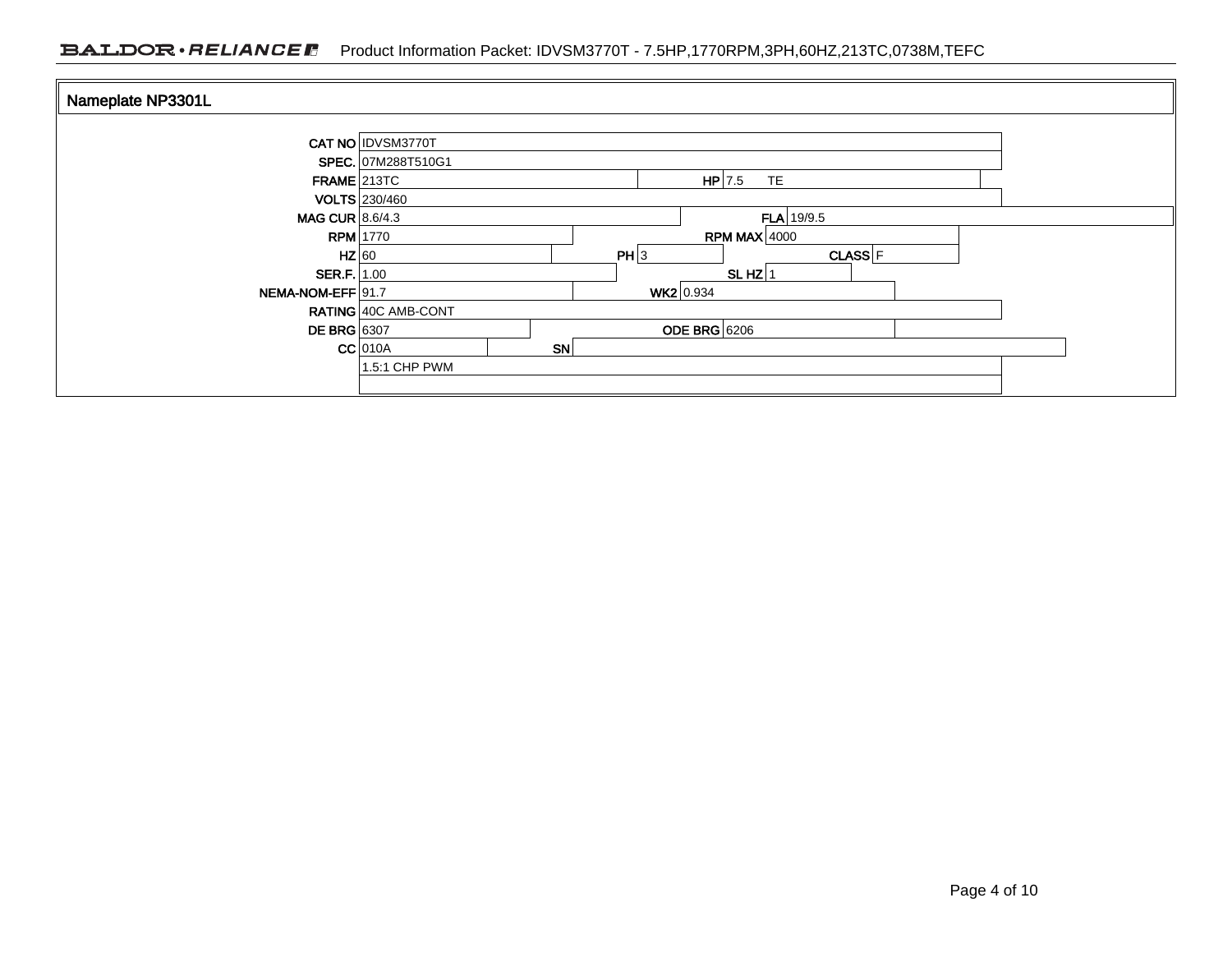Baldor • Reliance Product Information Packet: IDVSM3770T - 7.5HP,1770RPM,3PH,60HZ,213TC,0738M,TEFC

## Nameplate NP3301L

| | | | | | |
|---|---|---|---|---|---|
| CAT NO | IDVSM3770T | | | | |
| SPEC. | 07M288T510G1 | | | | |
| FRAME | 213TC | HP | 7.5 TE | | |
| VOLTS | 230/460 | | | | |
| MAG CUR | 8.6/4.3 | FLA | 19/9.5 | | |
| RPM | 1770 | RPM MAX | 4000 | | |
| HZ | 60 | PH | 3 | CLASS | F |
| SER.F. | 1.00 | SL HZ | 1 | | |
| NEMA-NOM-EFF | 91.7 | WK2 | 0.934 | | |
| RATING | 40C AMB-CONT | | | | |
| DE BRG | 6307 | ODE BRG | 6206 | | |
| CC | 010A | SN | | | |
| | 1.5:1 CHP PWM | | | | |
| | | | | | |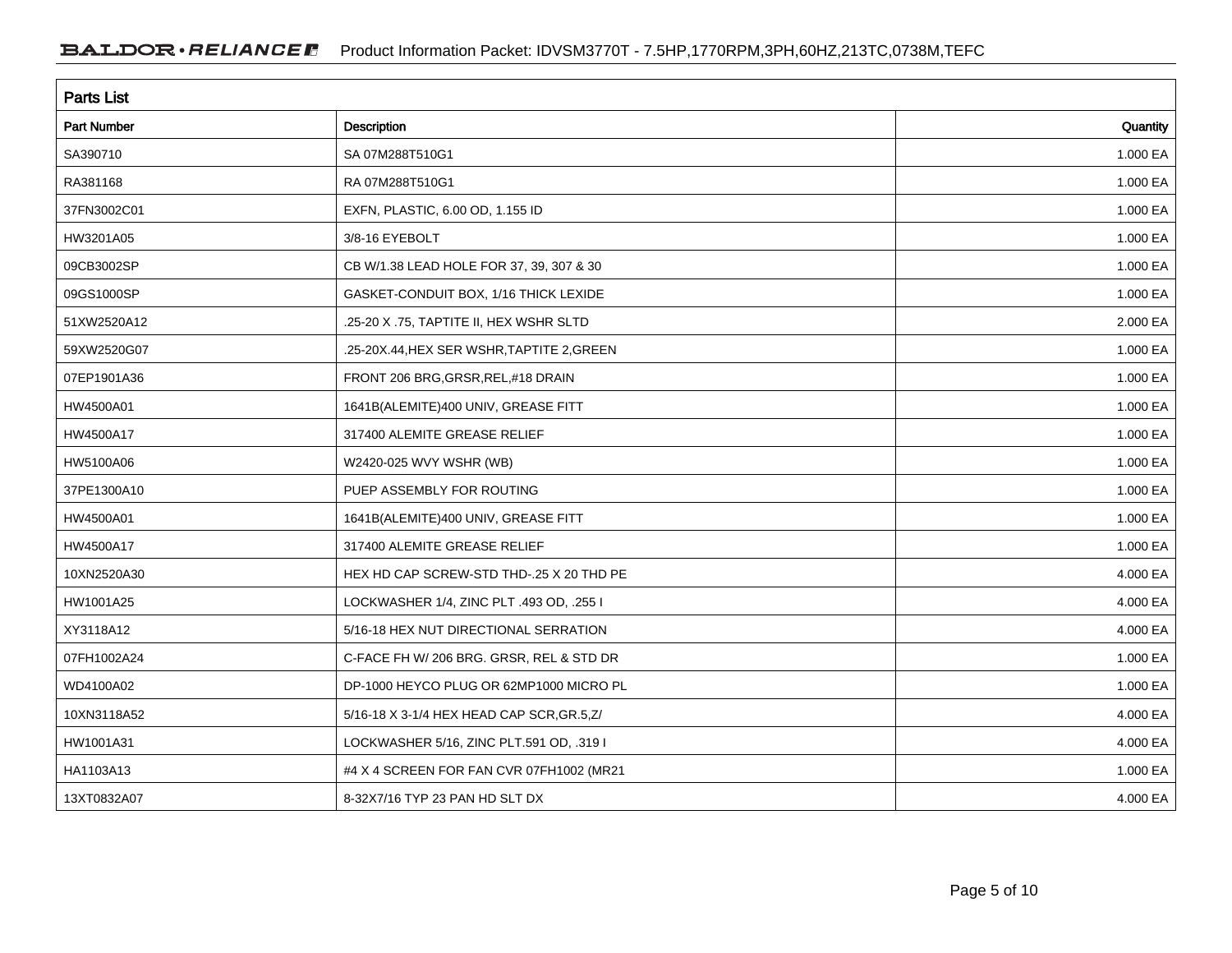## Parts List

| Part Number | Description | Quantity |
|---|---|---|
| SA390710 | SA 07M288T510G1 | 1.000 EA |
| RA381168 | RA 07M288T510G1 | 1.000 EA |
| 37FN3002C01 | EXFN, PLASTIC, 6.00 OD, 1.155 ID | 1.000 EA |
| HW3201A05 | 3/8-16 EYEBOLT | 1.000 EA |
| 09CB3002SP | CB W/1.38 LEAD HOLE FOR 37, 39, 307 & 30 | 1.000 EA |
| 09GS1000SP | GASKET-CONDUIT BOX, 1/16 THICK LEXIDE | 1.000 EA |
| 51XW2520A12 | .25-20 X .75, TAPTITE II, HEX WSHR SLTD | 2.000 EA |
| 59XW2520G07 | .25-20X.44,HEX SER WSHR,TAPTITE 2,GREEN | 1.000 EA |
| 07EP1901A36 | FRONT 206 BRG,GRSR,REL,#18 DRAIN | 1.000 EA |
| HW4500A01 | 1641B(ALEMITE)400 UNIV, GREASE FITT | 1.000 EA |
| HW4500A17 | 317400 ALEMITE GREASE RELIEF | 1.000 EA |
| HW5100A06 | W2420-025 WVY WSHR (WB) | 1.000 EA |
| 37PE1300A10 | PUEP ASSEMBLY FOR ROUTING | 1.000 EA |
| HW4500A01 | 1641B(ALEMITE)400 UNIV, GREASE FITT | 1.000 EA |
| HW4500A17 | 317400 ALEMITE GREASE RELIEF | 1.000 EA |
| 10XN2520A30 | HEX HD CAP SCREW-STD THD-.25 X 20 THD PE | 4.000 EA |
| HW1001A25 | LOCKWASHER 1/4, ZINC PLT .493 OD, .255 I | 4.000 EA |
| XY3118A12 | 5/16-18 HEX NUT DIRECTIONAL SERRATION | 4.000 EA |
| 07FH1002A24 | C-FACE FH W/ 206 BRG. GRSR, REL & STD DR | 1.000 EA |
| WD4100A02 | DP-1000 HEYCO PLUG OR 62MP1000 MICRO PL | 1.000 EA |
| 10XN3118A52 | 5/16-18 X 3-1/4 HEX HEAD CAP SCR,GR.5,Z/ | 4.000 EA |
| HW1001A31 | LOCKWASHER 5/16, ZINC PLT.591 OD, .319 I | 4.000 EA |
| HA1103A13 | #4 X 4 SCREEN FOR FAN CVR 07FH1002 (MR21 | 1.000 EA |
| 13XT0832A07 | 8-32X7/16 TYP 23 PAN HD SLT DX | 4.000 EA |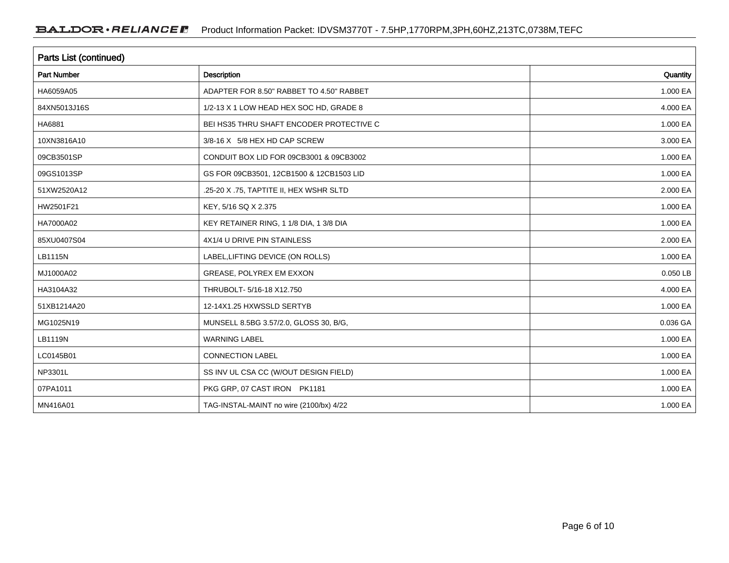## Parts List (continued)

| Part Number | Description | Quantity |
| --- | --- | --- |
| HA6059A05 | ADAPTER FOR 8.50" RABBET TO 4.50" RABBET | 1.000 EA |
| 84XN5013J16S | 1/2-13 X 1 LOW HEAD HEX SOC HD, GRADE 8 | 4.000 EA |
| HA6881 | BEI HS35 THRU SHAFT ENCODER PROTECTIVE C | 1.000 EA |
| 10XN3816A10 | 3/8-16 X 5/8 HEX HD CAP SCREW | 3.000 EA |
| 09CB3501SP | CONDUIT BOX LID FOR 09CB3001 & 09CB3002 | 1.000 EA |
| 09GS1013SP | GS FOR 09CB3501, 12CB1500 & 12CB1503 LID | 1.000 EA |
| 51XW2520A12 | .25-20 X .75, TAPTITE II, HEX WSHR SLTD | 2.000 EA |
| HW2501F21 | KEY, 5/16 SQ X 2.375 | 1.000 EA |
| HA7000A02 | KEY RETAINER RING, 1 1/8 DIA, 1 3/8 DIA | 1.000 EA |
| 85XU0407S04 | 4X1/4 U DRIVE PIN STAINLESS | 2.000 EA |
| LB1115N | LABEL,LIFTING DEVICE (ON ROLLS) | 1.000 EA |
| MJ1000A02 | GREASE, POLYREX EM EXXON | 0.050 LB |
| HA3104A32 | THRUBOLT- 5/16-18 X12.750 | 4.000 EA |
| 51XB1214A20 | 12-14X1.25 HXWSSLD SERTYB | 1.000 EA |
| MG1025N19 | MUNSELL 8.5BG 3.57/2.0, GLOSS 30, B/G, | 0.036 GA |
| LB1119N | WARNING LABEL | 1.000 EA |
| LC0145B01 | CONNECTION LABEL | 1.000 EA |
| NP3301L | SS INV UL CSA CC (W/OUT DESIGN FIELD) | 1.000 EA |
| 07PA1011 | PKG GRP, 07 CAST IRON PK1181 | 1.000 EA |
| MN416A01 | TAG-INSTAL-MAINT no wire (2100/bx) 4/22 | 1.000 EA |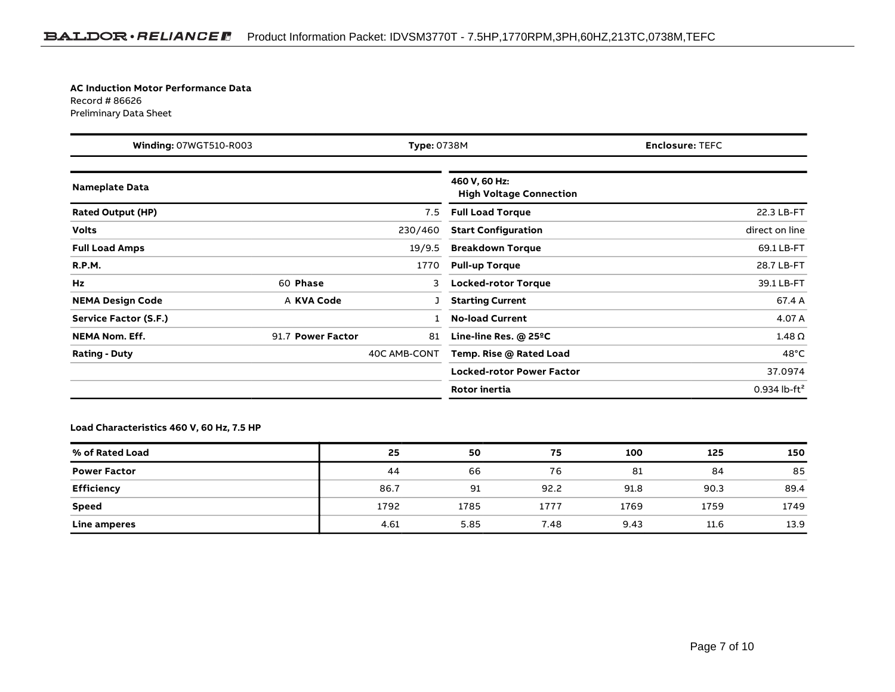**AC Induction Motor Performance Data**
Record # 86626
Preliminary Data Sheet

| **Winding:** 07WGT510-R003 | **Type:** 0738M | **Enclosure:** TEFC |
|---|---|---|

| **Nameplate Data** | | | |
|---|---|---|---|
| **Rated Output (HP)** | | | 7.5 |
| **Volts** | | | 230/460 |
| **Full Load Amps** | | | 19/9.5 |
| **R.P.M.** | | | 1770 |
| **Hz** | 60 | **Phase** | 3 |
| **NEMA Design Code** | A | **KVA Code** | J |
| **Service Factor (S.F.)** | | | 1 |
| **NEMA Nom. Eff.** | 91.7 | **Power Factor** | 81 |
| **Rating - Duty** | | | 40C AMB-CONT |

| **460 V, 60 Hz: High Voltage Connection** | |
|---|---|
| **Full Load Torque** | 22.3 LB-FT |
| **Start Configuration** | direct on line |
| **Breakdown Torque** | 69.1 LB-FT |
| **Pull-up Torque** | 28.7 LB-FT |
| **Locked-rotor Torque** | 39.1 LB-FT |
| **Starting Current** | 67.4 A |
| **No-load Current** | 4.07 A |
| **Line-line Res. @ 25ºC** | 1.48 Ω |
| **Temp. Rise @ Rated Load** | 48°C |
| **Locked-rotor Power Factor** | 37.0974 |
| **Rotor inertia** | 0.934 lb-ft² |

**Load Characteristics 460 V, 60 Hz, 7.5 HP**

| % of Rated Load | 25 | 50 | 75 | 100 | 125 | 150 |
|---|---|---|---|---|---|---|
| **Power Factor** | 44 | 66 | 76 | 81 | 84 | 85 |
| **Efficiency** | 86.7 | 91 | 92.2 | 91.8 | 90.3 | 89.4 |
| **Speed** | 1792 | 1785 | 1777 | 1769 | 1759 | 1749 |
| **Line amperes** | 4.61 | 5.85 | 7.48 | 9.43 | 11.6 | 13.9 |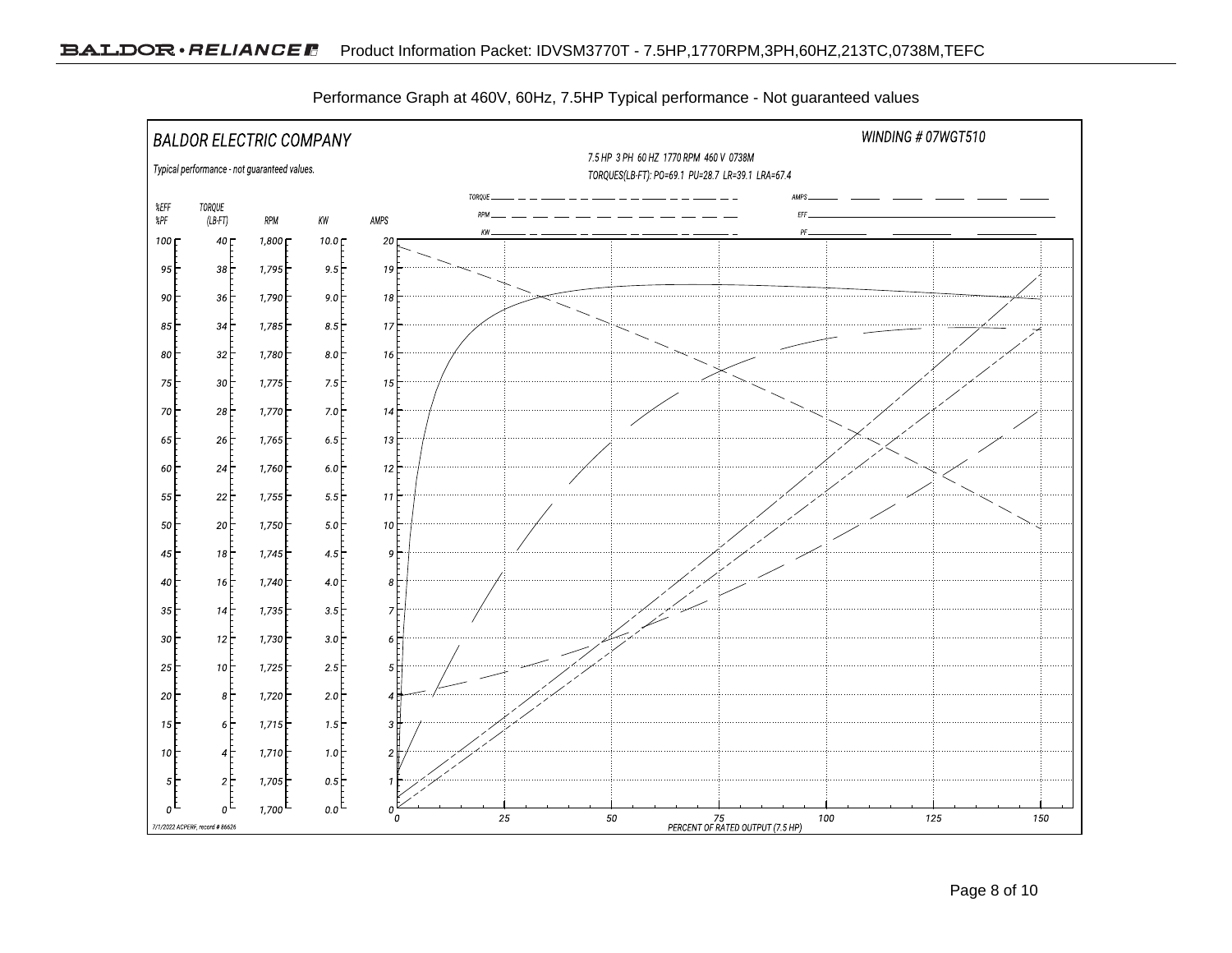Product Information Packet: IDVSM3770T - 7.5HP,1770RPM,3PH,60HZ,213TC,0738M,TEFC

Performance Graph at 460V, 60Hz, 7.5HP Typical performance - Not guaranteed values

BALDOR ELECTRIC COMPANY

WINDING # 07WGT510

Typical performance - not guaranteed values.

7.5 HP 3 PH 60 HZ 1770 RPM 460 V 0738M

TORQUES(LB-FT): PO=69.1 PU=28.7 LR=39.1 LRA=67.4

Legend: TORQUE, RPM, KW, AMPS, EFF, PF

| %EFF %PF | TORQUE (LB-FT) | RPM | KW | AMPS |
|---|---|---|---|---|
| 100 | 40 | 1,800 | 10.0 | 20 |
| 95 | 38 | 1,795 | 9.5 | 19 |
| 90 | 36 | 1,790 | 9.0 | 18 |
| 85 | 34 | 1,785 | 8.5 | 17 |
| 80 | 32 | 1,780 | 8.0 | 16 |
| 75 | 30 | 1,775 | 7.5 | 15 |
| 70 | 28 | 1,770 | 7.0 | 14 |
| 65 | 26 | 1,765 | 6.5 | 13 |
| 60 | 24 | 1,760 | 6.0 | 12 |
| 55 | 22 | 1,755 | 5.5 | 11 |
| 50 | 20 | 1,750 | 5.0 | 10 |
| 45 | 18 | 1,745 | 4.5 | 9 |
| 40 | 16 | 1,740 | 4.0 | 8 |
| 35 | 14 | 1,735 | 3.5 | 7 |
| 30 | 12 | 1,730 | 3.0 | 6 |
| 25 | 10 | 1,725 | 2.5 | 5 |
| 20 | 8 | 1,720 | 2.0 | 4 |
| 15 | 6 | 1,715 | 1.5 | 3 |
| 10 | 4 | 1,710 | 1.0 | 2 |
| 5 | 2 | 1,705 | 0.5 | 1 |
| 0 | 0 | 1,700 | 0.0 | 0 |

X-axis: 0, 25, 50, 75, 100, 125, 150 — PERCENT OF RATED OUTPUT (7.5 HP)

7/1/2022 ACPERF, record # 86626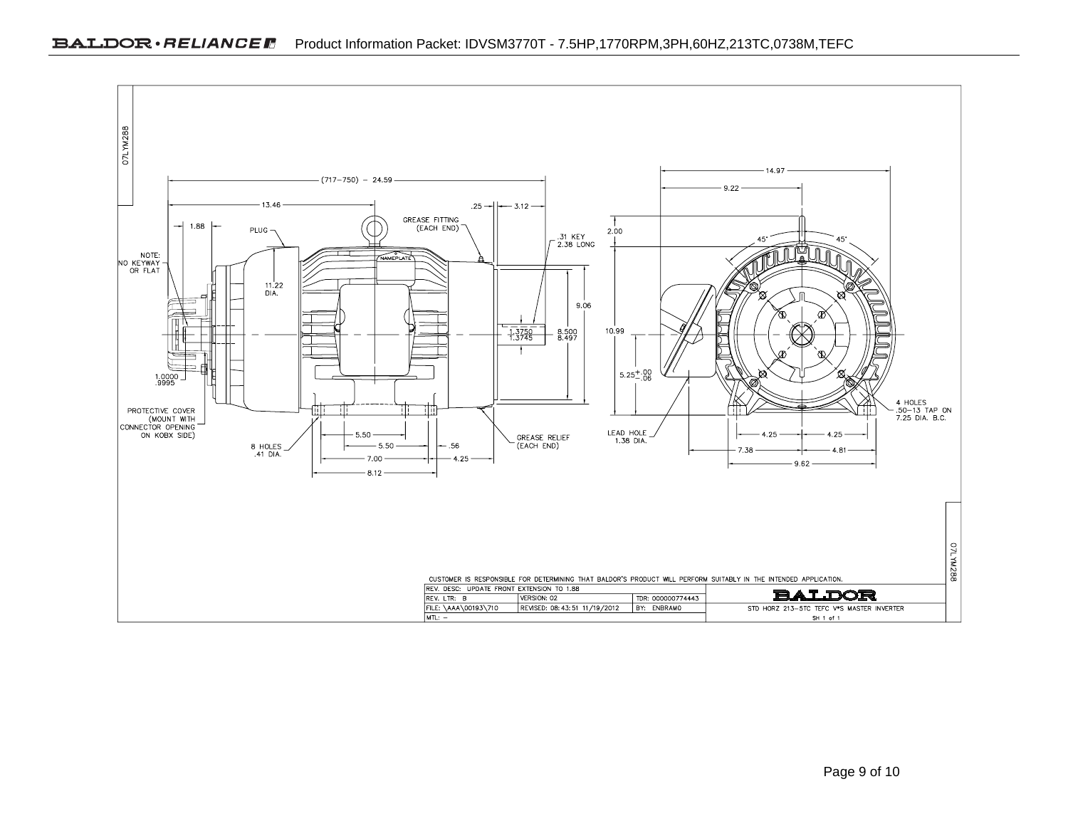07LYM288

(717–750) – 24.59

13.46

1.88

.25

3.12

GREASE FITTING (EACH END)

PLUG

.31 KEY 2.38 LONG

NOTE: NO KEYWAY OR FLAT

NAMEPLATE

11.22 DIA.

9.06

1.3750 1.3745

8.500 8.497

1.0000 .9995

PROTECTIVE COVER (MOUNT WITH CONNECTOR OPENING ON KOBX SIDE)

8 HOLES .41 DIA.

5.50

5.50

.56

7.00

4.25

8.12

GREASE RELIEF (EACH END)

14.97

9.22

2.00

45°

45°

10.99

$5.25^{+.00}_{-.06}$

4 HOLES .50–13 TAP ON 7.25 DIA. B.C.

LEAD HOLE 1.38 DIA.

4.25

4.25

7.38

4.81

9.62

CUSTOMER IS RESPONSIBLE FOR DETERMINING THAT BALDOR'S PRODUCT WILL PERFORM SUITABLY IN THE INTENDED APPLICATION.

| REV. DESC: UPDATE FRONT EXTENSION TO 1.88 | | | BALDOR |
|---|---|---|---|
| REV. LTR: B | VERSION: 02 | TDR: 000000774443 | |
| FILE: \AAA\00193\710 | REVISED: 08:43:51 11/19/2012 | BY: ENBRAMO | STD HORZ 213-5TC TEFC V*S MASTER INVERTER |
| MTL: – | | | SH 1 of 1 |

07LYM288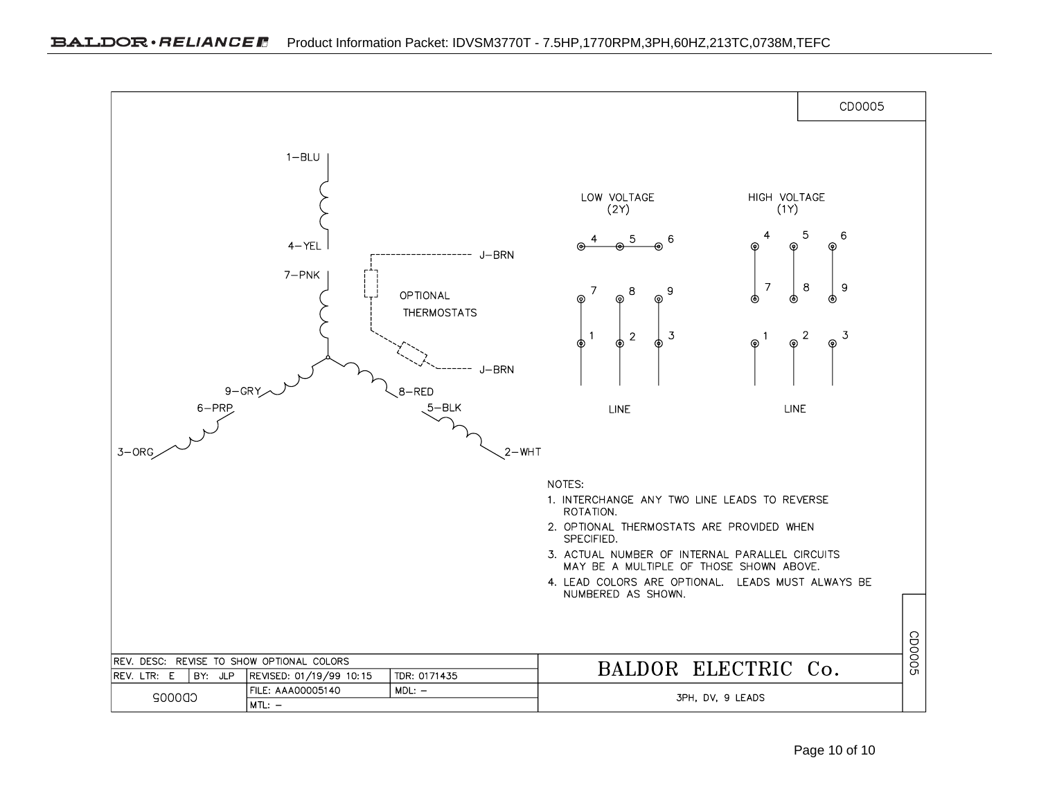CD0005

1–BLU

4–YEL

7–PNK

9–GRY

8–RED

6–PRP

5–BLK

3–ORG

2–WHT

J–BRN

OPTIONAL THERMOSTATS

J–BRN

LOW VOLTAGE (2Y)

4 5 6

7 8 9

1 2 3

LINE

HIGH VOLTAGE (1Y)

4 5 6

7 8 9

1 2 3

LINE

NOTES:

1. INTERCHANGE ANY TWO LINE LEADS TO REVERSE ROTATION.
2. OPTIONAL THERMOSTATS ARE PROVIDED WHEN SPECIFIED.
3. ACTUAL NUMBER OF INTERNAL PARALLEL CIRCUITS MAY BE A MULTIPLE OF THOSE SHOWN ABOVE.
4. LEAD COLORS ARE OPTIONAL. LEADS MUST ALWAYS BE NUMBERED AS SHOWN.

| | | | | |
|---|---|---|---|---|
| REV. DESC: REVISE TO SHOW OPTIONAL COLORS | | | | BALDOR ELECTRIC Co. |
| REV. LTR: E | BY: JLP | REVISED: 01/19/99 10:15 | TDR: 0171435 | |
| CD0005 | | FILE: AAA00005140 | MDL: – | 3PH, DV, 9 LEADS |
| | | MTL: – | | |

CD0005